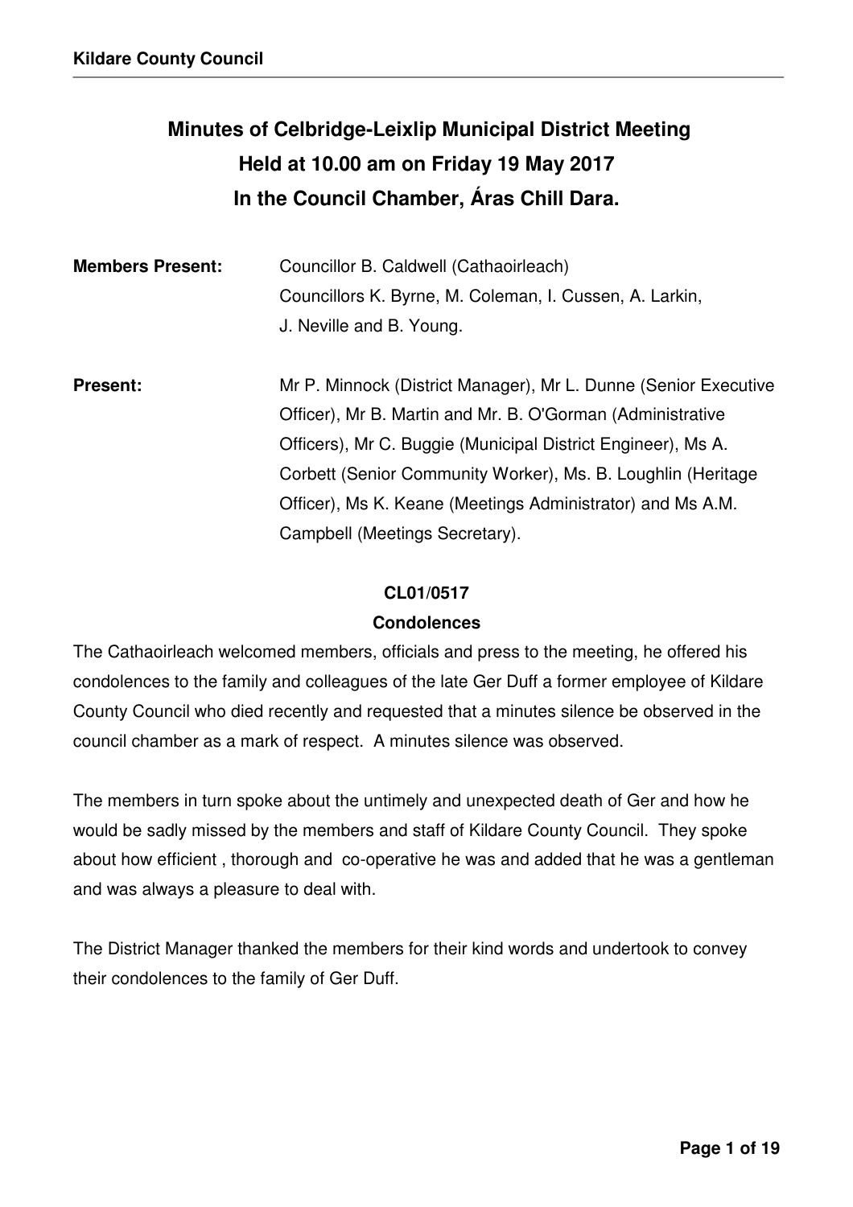# Minutes of Celbridge-Leixlip Municipal District Meeting Held at 10.00 am on Friday 19 May 2017 In the Council Chamber, Áras Chill Dara.

| | |
|---|---|
| **Members Present:** | Councillor B. Caldwell (Cathaoirleach) Councillors K. Byrne, M. Coleman, I. Cussen, A. Larkin, J. Neville and B. Young. |
| **Present:** | Mr P. Minnock (District Manager), Mr L. Dunne (Senior Executive Officer), Mr B. Martin and Mr. B. O'Gorman (Administrative Officers), Mr C. Buggie (Municipal District Engineer), Ms A. Corbett (Senior Community Worker), Ms. B. Loughlin (Heritage Officer), Ms K. Keane (Meetings Administrator) and Ms A.M. Campbell (Meetings Secretary). |

**CL01/0517**

**Condolences**

The Cathaoirleach welcomed members, officials and press to the meeting, he offered his condolences to the family and colleagues of the late Ger Duff a former employee of Kildare County Council who died recently and requested that a minutes silence be observed in the council chamber as a mark of respect. A minutes silence was observed.

The members in turn spoke about the untimely and unexpected death of Ger and how he would be sadly missed by the members and staff of Kildare County Council. They spoke about how efficient , thorough and co-operative he was and added that he was a gentleman and was always a pleasure to deal with.

The District Manager thanked the members for their kind words and undertook to convey their condolences to the family of Ger Duff.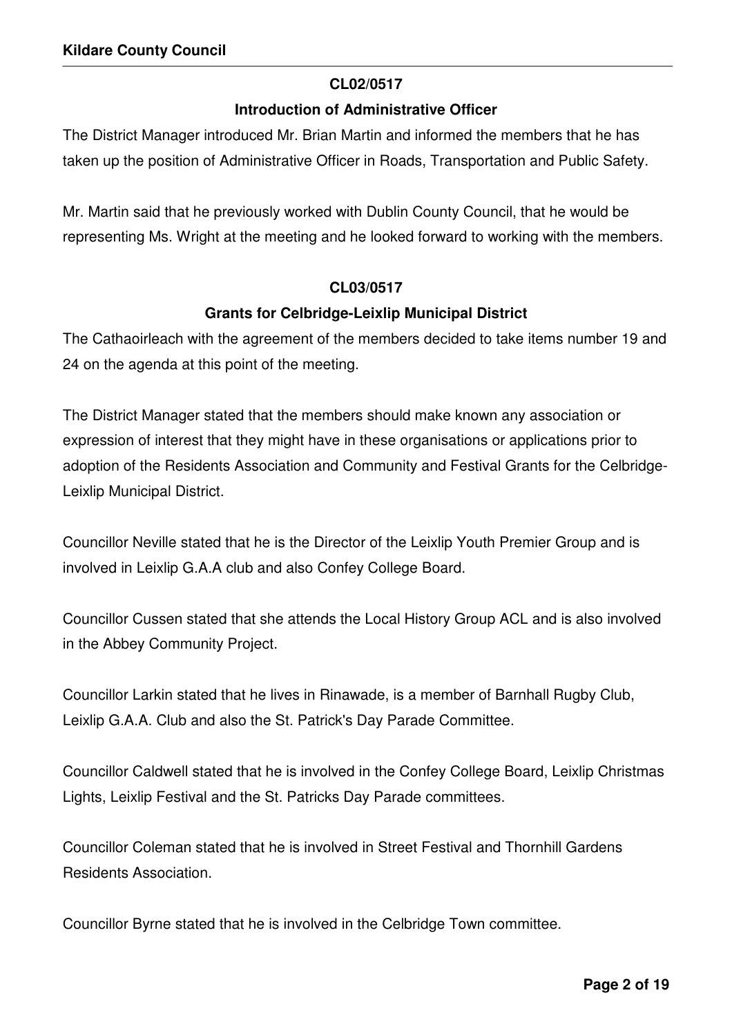**CL02/0517**

**Introduction of Administrative Officer**

The District Manager introduced Mr. Brian Martin and informed the members that he has taken up the position of Administrative Officer in Roads, Transportation and Public Safety.

Mr. Martin said that he previously worked with Dublin County Council, that he would be representing Ms. Wright at the meeting and he looked forward to working with the members.

**CL03/0517**

**Grants for Celbridge-Leixlip Municipal District**

The Cathaoirleach with the agreement of the members decided to take items number 19 and 24 on the agenda at this point of the meeting.

The District Manager stated that the members should make known any association or expression of interest that they might have in these organisations or applications prior to adoption of the Residents Association and Community and Festival Grants for the Celbridge-Leixlip Municipal District.

Councillor Neville stated that he is the Director of the Leixlip Youth Premier Group and is involved in Leixlip G.A.A club and also Confey College Board.

Councillor Cussen stated that she attends the Local History Group ACL and is also involved in the Abbey Community Project.

Councillor Larkin stated that he lives in Rinawade, is a member of Barnhall Rugby Club, Leixlip G.A.A. Club and also the St. Patrick's Day Parade Committee.

Councillor Caldwell stated that he is involved in the Confey College Board, Leixlip Christmas Lights, Leixlip Festival and the St. Patricks Day Parade committees.

Councillor Coleman stated that he is involved in Street Festival and Thornhill Gardens Residents Association.

Councillor Byrne stated that he is involved in the Celbridge Town committee.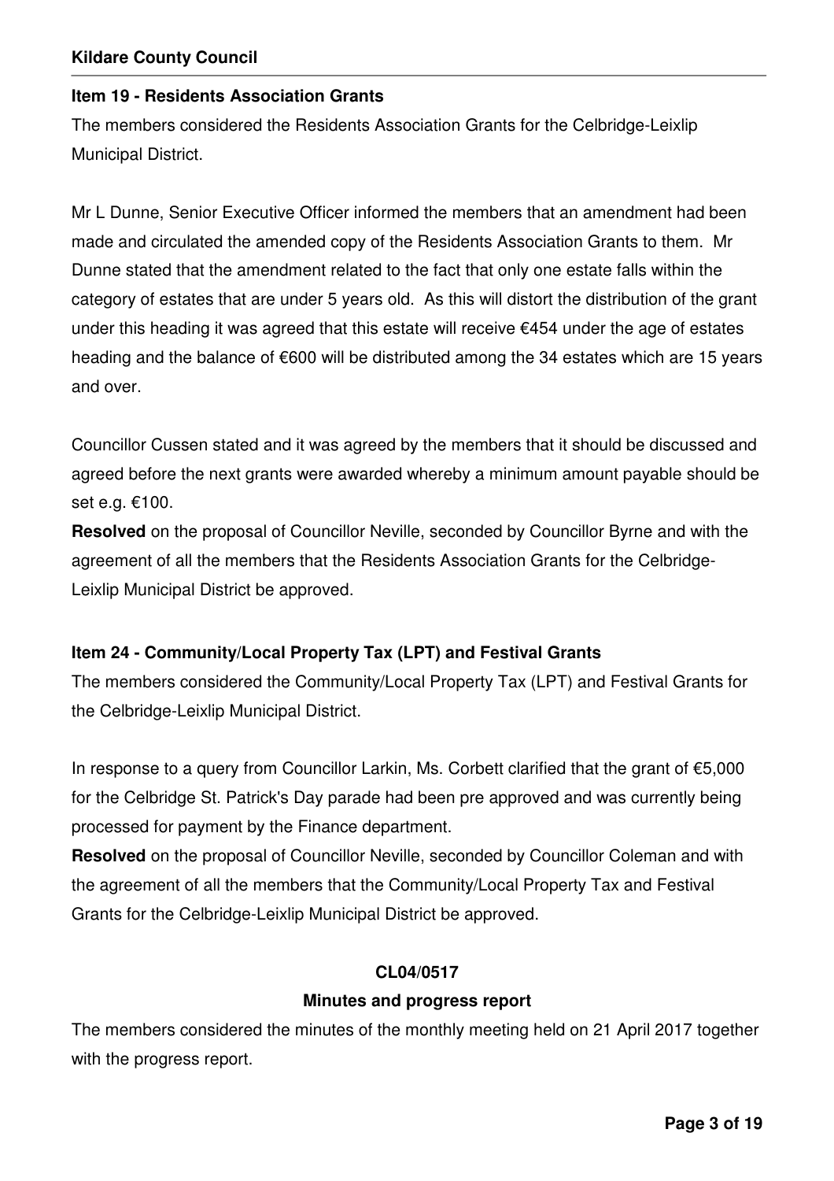**Item 19 - Residents Association Grants**

The members considered the Residents Association Grants for the Celbridge-Leixlip Municipal District.

Mr L Dunne, Senior Executive Officer informed the members that an amendment had been made and circulated the amended copy of the Residents Association Grants to them. Mr Dunne stated that the amendment related to the fact that only one estate falls within the category of estates that are under 5 years old. As this will distort the distribution of the grant under this heading it was agreed that this estate will receive €454 under the age of estates heading and the balance of €600 will be distributed among the 34 estates which are 15 years and over.

Councillor Cussen stated and it was agreed by the members that it should be discussed and agreed before the next grants were awarded whereby a minimum amount payable should be set e.g. €100.

**Resolved** on the proposal of Councillor Neville, seconded by Councillor Byrne and with the agreement of all the members that the Residents Association Grants for the Celbridge-Leixlip Municipal District be approved.

**Item 24 - Community/Local Property Tax (LPT) and Festival Grants**

The members considered the Community/Local Property Tax (LPT) and Festival Grants for the Celbridge-Leixlip Municipal District.

In response to a query from Councillor Larkin, Ms. Corbett clarified that the grant of €5,000 for the Celbridge St. Patrick's Day parade had been pre approved and was currently being processed for payment by the Finance department.

**Resolved** on the proposal of Councillor Neville, seconded by Councillor Coleman and with the agreement of all the members that the Community/Local Property Tax and Festival Grants for the Celbridge-Leixlip Municipal District be approved.

**CL04/0517**

**Minutes and progress report**

The members considered the minutes of the monthly meeting held on 21 April 2017 together with the progress report.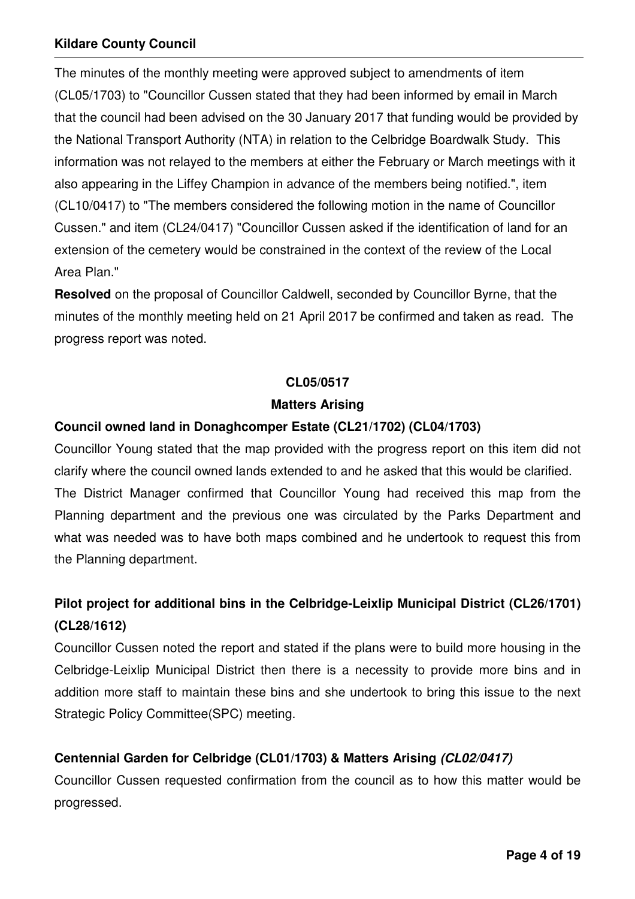The minutes of the monthly meeting were approved subject to amendments of item (CL05/1703) to "Councillor Cussen stated that they had been informed by email in March that the council had been advised on the 30 January 2017 that funding would be provided by the National Transport Authority (NTA) in relation to the Celbridge Boardwalk Study. This information was not relayed to the members at either the February or March meetings with it also appearing in the Liffey Champion in advance of the members being notified.", item (CL10/0417) to "The members considered the following motion in the name of Councillor Cussen." and item (CL24/0417) "Councillor Cussen asked if the identification of land for an extension of the cemetery would be constrained in the context of the review of the Local Area Plan."

**Resolved** on the proposal of Councillor Caldwell, seconded by Councillor Byrne, that the minutes of the monthly meeting held on 21 April 2017 be confirmed and taken as read. The progress report was noted.

## CL05/0517

## Matters Arising

### Council owned land in Donaghcomper Estate (CL21/1702) (CL04/1703)

Councillor Young stated that the map provided with the progress report on this item did not clarify where the council owned lands extended to and he asked that this would be clarified. The District Manager confirmed that Councillor Young had received this map from the Planning department and the previous one was circulated by the Parks Department and what was needed was to have both maps combined and he undertook to request this from the Planning department.

### Pilot project for additional bins in the Celbridge-Leixlip Municipal District (CL26/1701) (CL28/1612)

Councillor Cussen noted the report and stated if the plans were to build more housing in the Celbridge-Leixlip Municipal District then there is a necessity to provide more bins and in addition more staff to maintain these bins and she undertook to bring this issue to the next Strategic Policy Committee(SPC) meeting.

### Centennial Garden for Celbridge (CL01/1703) & Matters Arising *(CL02/0417)*

Councillor Cussen requested confirmation from the council as to how this matter would be progressed.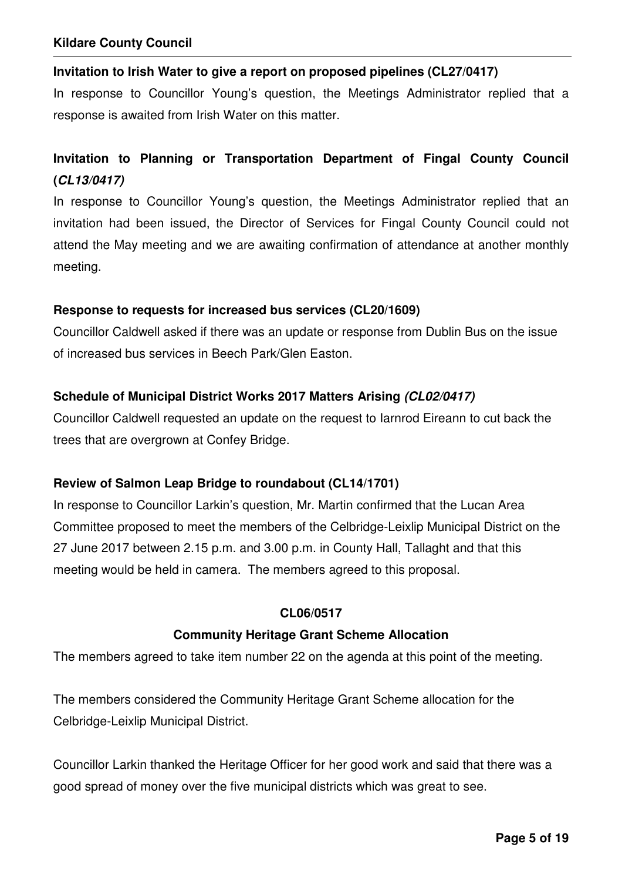**Invitation to Irish Water to give a report on proposed pipelines (CL27/0417)**

In response to Councillor Young's question, the Meetings Administrator replied that a response is awaited from Irish Water on this matter.

**Invitation to Planning or Transportation Department of Fingal County Council (*CL13/0417)***

In response to Councillor Young's question, the Meetings Administrator replied that an invitation had been issued, the Director of Services for Fingal County Council could not attend the May meeting and we are awaiting confirmation of attendance at another monthly meeting.

**Response to requests for increased bus services (CL20/1609)**

Councillor Caldwell asked if there was an update or response from Dublin Bus on the issue of increased bus services in Beech Park/Glen Easton.

**Schedule of Municipal District Works 2017 Matters Arising *(CL02/0417)***

Councillor Caldwell requested an update on the request to Iarnrod Eireann to cut back the trees that are overgrown at Confey Bridge.

**Review of Salmon Leap Bridge to roundabout (CL14/1701)**

In response to Councillor Larkin's question, Mr. Martin confirmed that the Lucan Area Committee proposed to meet the members of the Celbridge-Leixlip Municipal District on the 27 June 2017 between 2.15 p.m. and 3.00 p.m. in County Hall, Tallaght and that this meeting would be held in camera. The members agreed to this proposal.

**CL06/0517**

**Community Heritage Grant Scheme Allocation**

The members agreed to take item number 22 on the agenda at this point of the meeting.

The members considered the Community Heritage Grant Scheme allocation for the Celbridge-Leixlip Municipal District.

Councillor Larkin thanked the Heritage Officer for her good work and said that there was a good spread of money over the five municipal districts which was great to see.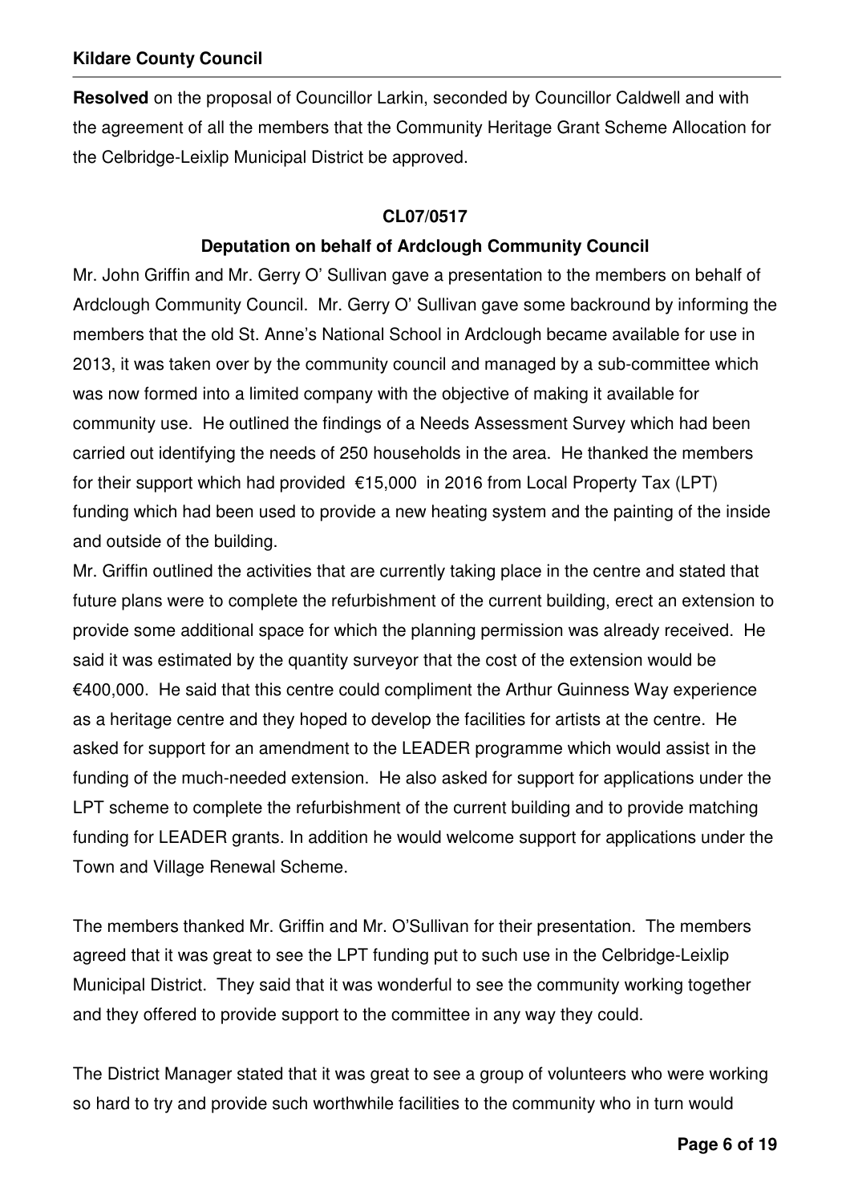**Resolved** on the proposal of Councillor Larkin, seconded by Councillor Caldwell and with the agreement of all the members that the Community Heritage Grant Scheme Allocation for the Celbridge-Leixlip Municipal District be approved.

**CL07/0517**

**Deputation on behalf of Ardclough Community Council**

Mr. John Griffin and Mr. Gerry O' Sullivan gave a presentation to the members on behalf of Ardclough Community Council. Mr. Gerry O' Sullivan gave some backround by informing the members that the old St. Anne's National School in Ardclough became available for use in 2013, it was taken over by the community council and managed by a sub-committee which was now formed into a limited company with the objective of making it available for community use. He outlined the findings of a Needs Assessment Survey which had been carried out identifying the needs of 250 households in the area. He thanked the members for their support which had provided €15,000 in 2016 from Local Property Tax (LPT) funding which had been used to provide a new heating system and the painting of the inside and outside of the building.

Mr. Griffin outlined the activities that are currently taking place in the centre and stated that future plans were to complete the refurbishment of the current building, erect an extension to provide some additional space for which the planning permission was already received. He said it was estimated by the quantity surveyor that the cost of the extension would be €400,000. He said that this centre could compliment the Arthur Guinness Way experience as a heritage centre and they hoped to develop the facilities for artists at the centre. He asked for support for an amendment to the LEADER programme which would assist in the funding of the much-needed extension. He also asked for support for applications under the LPT scheme to complete the refurbishment of the current building and to provide matching funding for LEADER grants. In addition he would welcome support for applications under the Town and Village Renewal Scheme.

The members thanked Mr. Griffin and Mr. O'Sullivan for their presentation. The members agreed that it was great to see the LPT funding put to such use in the Celbridge-Leixlip Municipal District. They said that it was wonderful to see the community working together and they offered to provide support to the committee in any way they could.

The District Manager stated that it was great to see a group of volunteers who were working so hard to try and provide such worthwhile facilities to the community who in turn would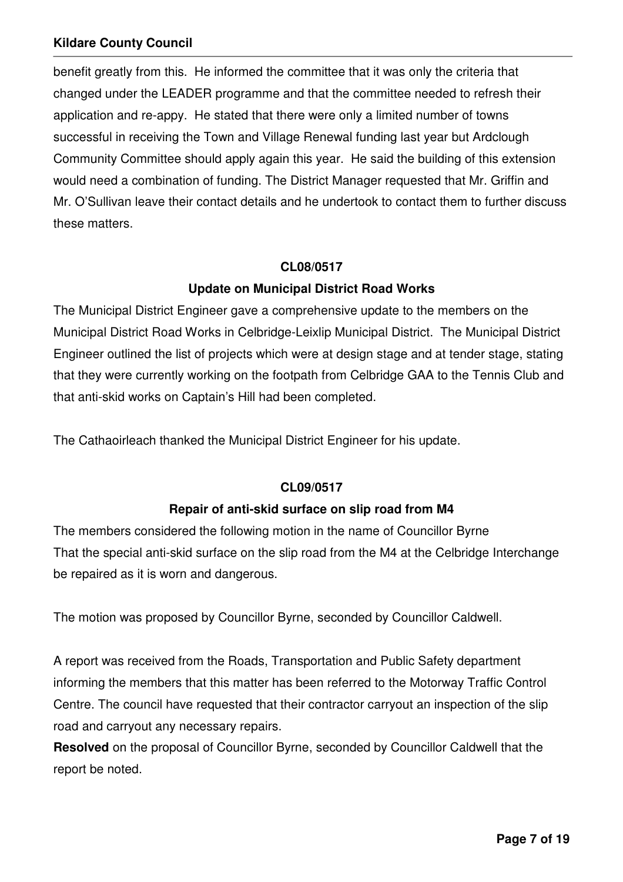benefit greatly from this. He informed the committee that it was only the criteria that changed under the LEADER programme and that the committee needed to refresh their application and re-appy. He stated that there were only a limited number of towns successful in receiving the Town and Village Renewal funding last year but Ardclough Community Committee should apply again this year. He said the building of this extension would need a combination of funding. The District Manager requested that Mr. Griffin and Mr. O'Sullivan leave their contact details and he undertook to contact them to further discuss these matters.

**CL08/0517**

**Update on Municipal District Road Works**

The Municipal District Engineer gave a comprehensive update to the members on the Municipal District Road Works in Celbridge-Leixlip Municipal District. The Municipal District Engineer outlined the list of projects which were at design stage and at tender stage, stating that they were currently working on the footpath from Celbridge GAA to the Tennis Club and that anti-skid works on Captain's Hill had been completed.

The Cathaoirleach thanked the Municipal District Engineer for his update.

**CL09/0517**

**Repair of anti-skid surface on slip road from M4**

The members considered the following motion in the name of Councillor Byrne
That the special anti-skid surface on the slip road from the M4 at the Celbridge Interchange be repaired as it is worn and dangerous.

The motion was proposed by Councillor Byrne, seconded by Councillor Caldwell.

A report was received from the Roads, Transportation and Public Safety department informing the members that this matter has been referred to the Motorway Traffic Control Centre. The council have requested that their contractor carryout an inspection of the slip road and carryout any necessary repairs.
**Resolved** on the proposal of Councillor Byrne, seconded by Councillor Caldwell that the report be noted.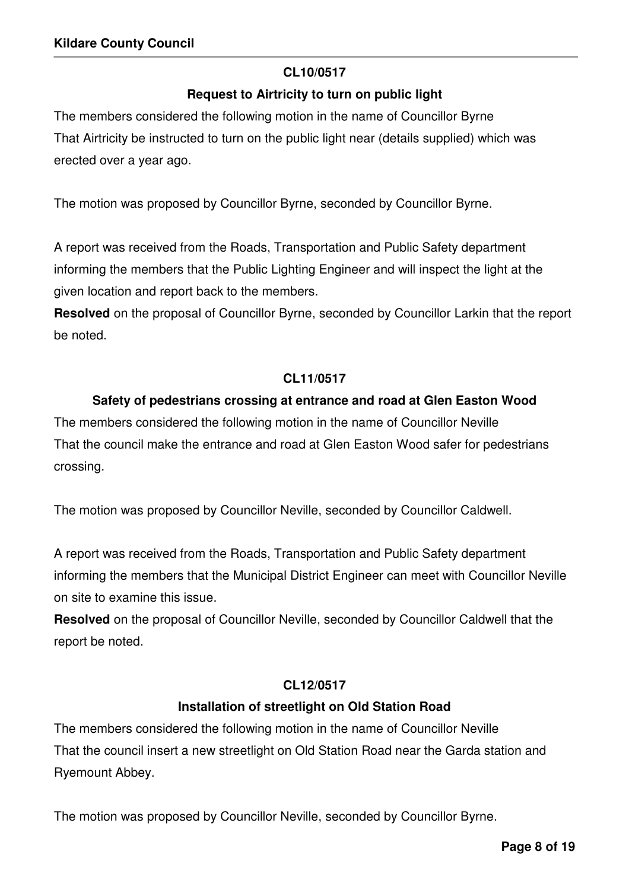**CL10/0517**

**Request to Airtricity to turn on public light**

The members considered the following motion in the name of Councillor Byrne
That Airtricity be instructed to turn on the public light near (details supplied) which was erected over a year ago.

The motion was proposed by Councillor Byrne, seconded by Councillor Byrne.

A report was received from the Roads, Transportation and Public Safety department informing the members that the Public Lighting Engineer and will inspect the light at the given location and report back to the members.

**Resolved** on the proposal of Councillor Byrne, seconded by Councillor Larkin that the report be noted.

**CL11/0517**

**Safety of pedestrians crossing at entrance and road at Glen Easton Wood**

The members considered the following motion in the name of Councillor Neville
That the council make the entrance and road at Glen Easton Wood safer for pedestrians crossing.

The motion was proposed by Councillor Neville, seconded by Councillor Caldwell.

A report was received from the Roads, Transportation and Public Safety department informing the members that the Municipal District Engineer can meet with Councillor Neville on site to examine this issue.

**Resolved** on the proposal of Councillor Neville, seconded by Councillor Caldwell that the report be noted.

**CL12/0517**

**Installation of streetlight on Old Station Road**

The members considered the following motion in the name of Councillor Neville
That the council insert a new streetlight on Old Station Road near the Garda station and Ryemount Abbey.

The motion was proposed by Councillor Neville, seconded by Councillor Byrne.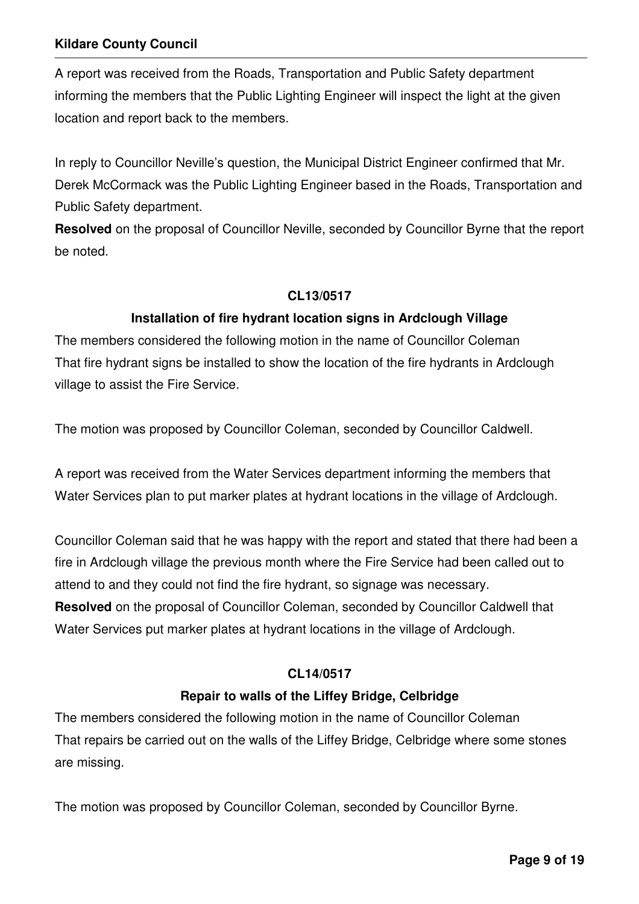A report was received from the Roads, Transportation and Public Safety department informing the members that the Public Lighting Engineer will inspect the light at the given location and report back to the members.

In reply to Councillor Neville's question, the Municipal District Engineer confirmed that Mr. Derek McCormack was the Public Lighting Engineer based in the Roads, Transportation and Public Safety department.

**Resolved** on the proposal of Councillor Neville, seconded by Councillor Byrne that the report be noted.

**CL13/0517**

**Installation of fire hydrant location signs in Ardclough Village**

The members considered the following motion in the name of Councillor Coleman

That fire hydrant signs be installed to show the location of the fire hydrants in Ardclough village to assist the Fire Service.

The motion was proposed by Councillor Coleman, seconded by Councillor Caldwell.

A report was received from the Water Services department informing the members that Water Services plan to put marker plates at hydrant locations in the village of Ardclough.

Councillor Coleman said that he was happy with the report and stated that there had been a fire in Ardclough village the previous month where the Fire Service had been called out to attend to and they could not find the fire hydrant, so signage was necessary.

**Resolved** on the proposal of Councillor Coleman, seconded by Councillor Caldwell that Water Services put marker plates at hydrant locations in the village of Ardclough.

**CL14/0517**

**Repair to walls of the Liffey Bridge, Celbridge**

The members considered the following motion in the name of Councillor Coleman

That repairs be carried out on the walls of the Liffey Bridge, Celbridge where some stones are missing.

The motion was proposed by Councillor Coleman, seconded by Councillor Byrne.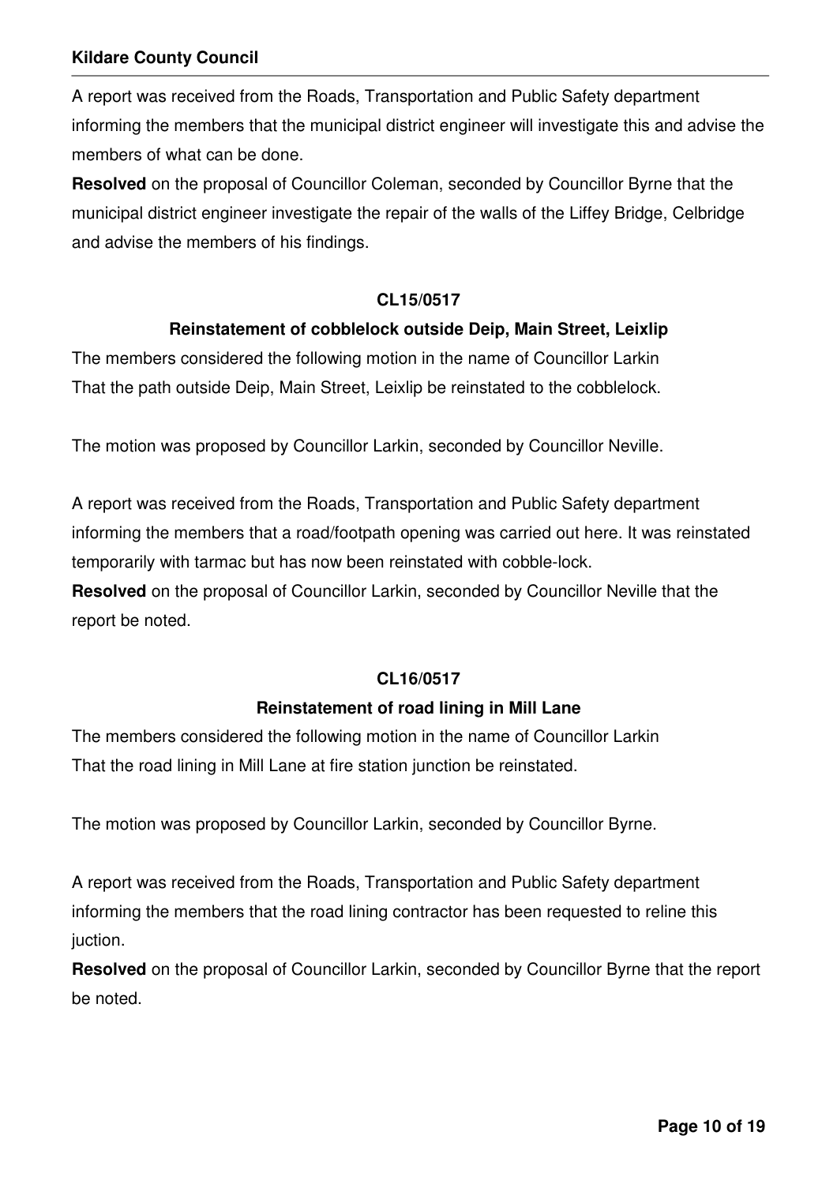A report was received from the Roads, Transportation and Public Safety department informing the members that the municipal district engineer will investigate this and advise the members of what can be done.

**Resolved** on the proposal of Councillor Coleman, seconded by Councillor Byrne that the municipal district engineer investigate the repair of the walls of the Liffey Bridge, Celbridge and advise the members of his findings.

**CL15/0517**

**Reinstatement of cobblelock outside Deip, Main Street, Leixlip**

The members considered the following motion in the name of Councillor Larkin

That the path outside Deip, Main Street, Leixlip be reinstated to the cobblelock.

The motion was proposed by Councillor Larkin, seconded by Councillor Neville.

A report was received from the Roads, Transportation and Public Safety department informing the members that a road/footpath opening was carried out here. It was reinstated temporarily with tarmac but has now been reinstated with cobble-lock.

**Resolved** on the proposal of Councillor Larkin, seconded by Councillor Neville that the report be noted.

**CL16/0517**

**Reinstatement of road lining in Mill Lane**

The members considered the following motion in the name of Councillor Larkin

That the road lining in Mill Lane at fire station junction be reinstated.

The motion was proposed by Councillor Larkin, seconded by Councillor Byrne.

A report was received from the Roads, Transportation and Public Safety department informing the members that the road lining contractor has been requested to reline this juction.

**Resolved** on the proposal of Councillor Larkin, seconded by Councillor Byrne that the report be noted.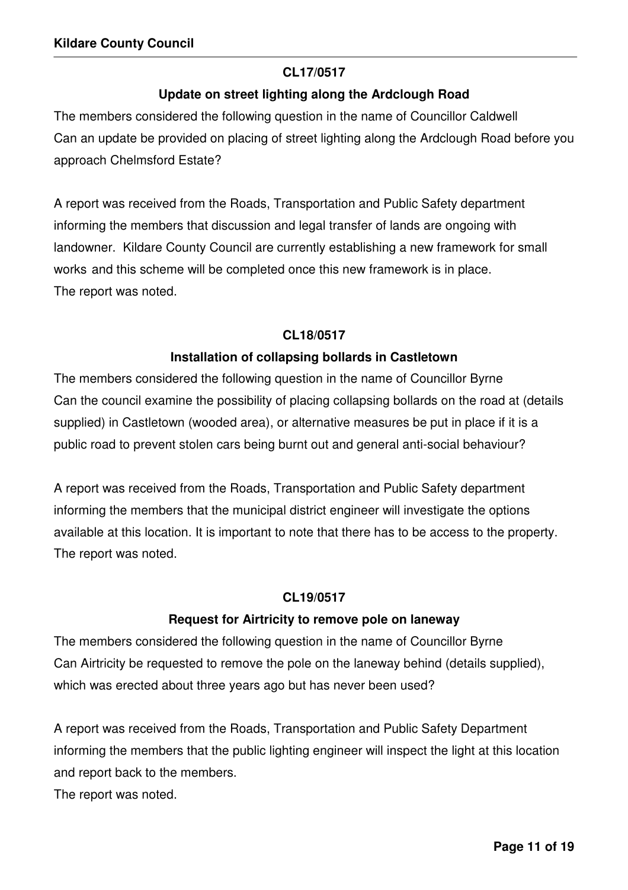**CL17/0517**

**Update on street lighting along the Ardclough Road**

The members considered the following question in the name of Councillor Caldwell

Can an update be provided on placing of street lighting along the Ardclough Road before you approach Chelmsford Estate?

A report was received from the Roads, Transportation and Public Safety department informing the members that discussion and legal transfer of lands are ongoing with landowner. Kildare County Council are currently establishing a new framework for small works and this scheme will be completed once this new framework is in place.

The report was noted.

**CL18/0517**

**Installation of collapsing bollards in Castletown**

The members considered the following question in the name of Councillor Byrne

Can the council examine the possibility of placing collapsing bollards on the road at (details supplied) in Castletown (wooded area), or alternative measures be put in place if it is a public road to prevent stolen cars being burnt out and general anti-social behaviour?

A report was received from the Roads, Transportation and Public Safety department informing the members that the municipal district engineer will investigate the options available at this location. It is important to note that there has to be access to the property.

The report was noted.

**CL19/0517**

**Request for Airtricity to remove pole on laneway**

The members considered the following question in the name of Councillor Byrne

Can Airtricity be requested to remove the pole on the laneway behind (details supplied), which was erected about three years ago but has never been used?

A report was received from the Roads, Transportation and Public Safety Department informing the members that the public lighting engineer will inspect the light at this location and report back to the members.

The report was noted.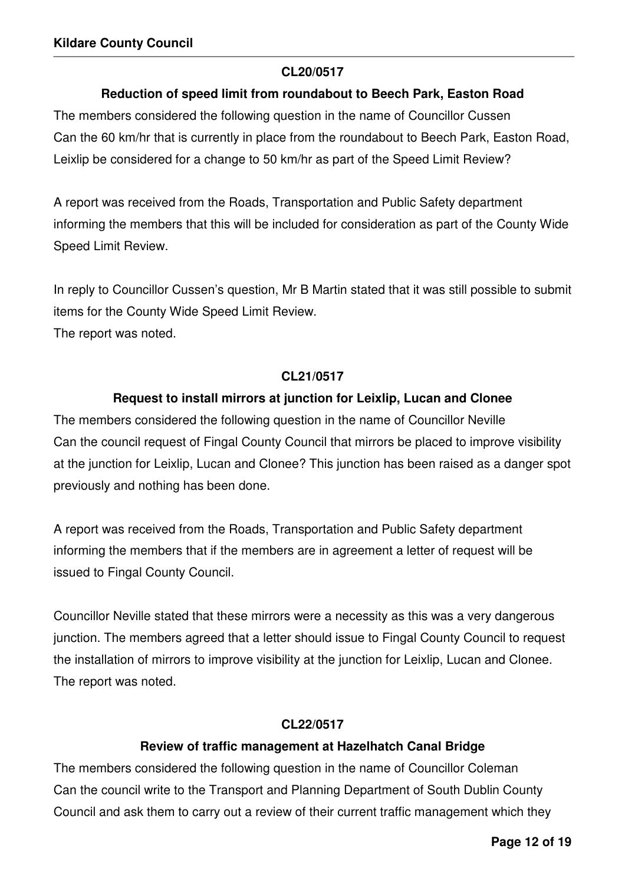**CL20/0517**

**Reduction of speed limit from roundabout to Beech Park, Easton Road**

The members considered the following question in the name of Councillor Cussen
Can the 60 km/hr that is currently in place from the roundabout to Beech Park, Easton Road, Leixlip be considered for a change to 50 km/hr as part of the Speed Limit Review?

A report was received from the Roads, Transportation and Public Safety department informing the members that this will be included for consideration as part of the County Wide Speed Limit Review.

In reply to Councillor Cussen's question, Mr B Martin stated that it was still possible to submit items for the County Wide Speed Limit Review.
The report was noted.

**CL21/0517**

**Request to install mirrors at junction for Leixlip, Lucan and Clonee**

The members considered the following question in the name of Councillor Neville
Can the council request of Fingal County Council that mirrors be placed to improve visibility at the junction for Leixlip, Lucan and Clonee? This junction has been raised as a danger spot previously and nothing has been done.

A report was received from the Roads, Transportation and Public Safety department informing the members that if the members are in agreement a letter of request will be issued to Fingal County Council.

Councillor Neville stated that these mirrors were a necessity as this was a very dangerous junction. The members agreed that a letter should issue to Fingal County Council to request the installation of mirrors to improve visibility at the junction for Leixlip, Lucan and Clonee.
The report was noted.

**CL22/0517**

**Review of traffic management at Hazelhatch Canal Bridge**

The members considered the following question in the name of Councillor Coleman
Can the council write to the Transport and Planning Department of South Dublin County Council and ask them to carry out a review of their current traffic management which they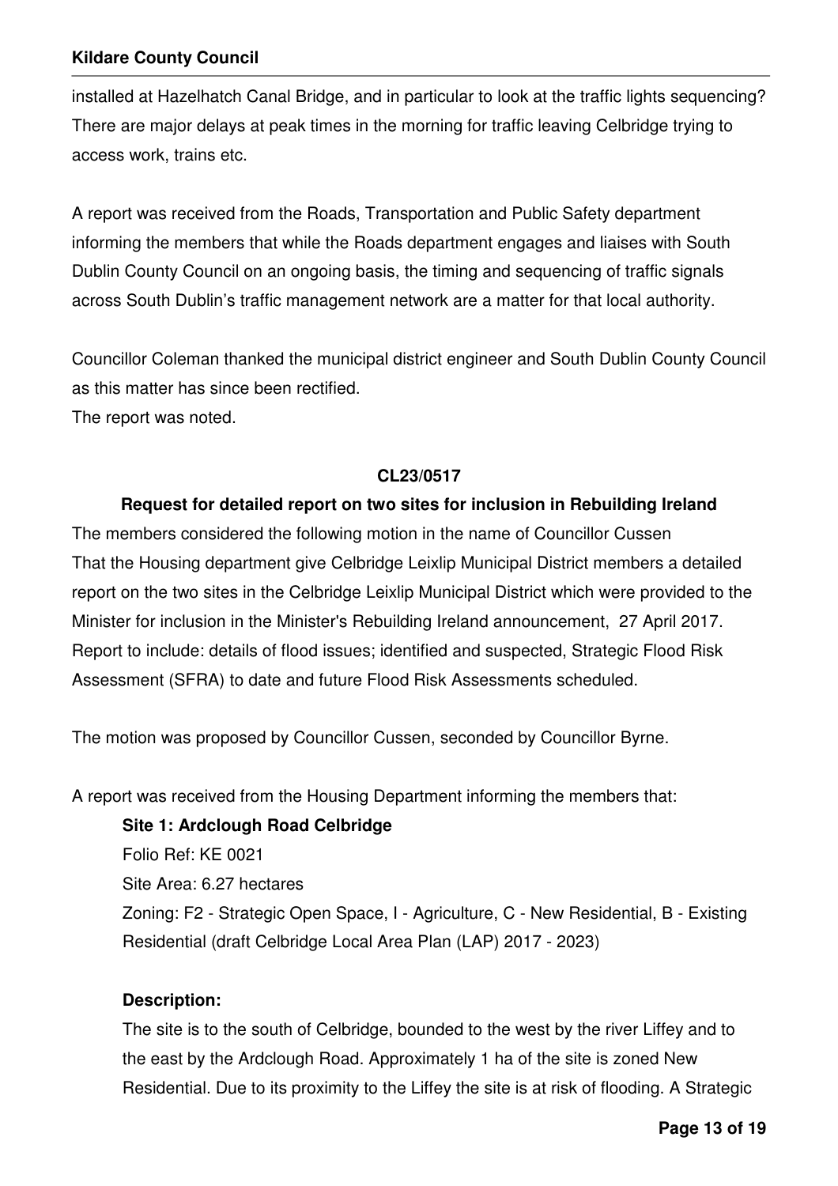installed at Hazelhatch Canal Bridge, and in particular to look at the traffic lights sequencing? There are major delays at peak times in the morning for traffic leaving Celbridge trying to access work, trains etc.

A report was received from the Roads, Transportation and Public Safety department informing the members that while the Roads department engages and liaises with South Dublin County Council on an ongoing basis, the timing and sequencing of traffic signals across South Dublin's traffic management network are a matter for that local authority.

Councillor Coleman thanked the municipal district engineer and South Dublin County Council as this matter has since been rectified.
The report was noted.

**CL23/0517**

**Request for detailed report on two sites for inclusion in Rebuilding Ireland**

The members considered the following motion in the name of Councillor Cussen
That the Housing department give Celbridge Leixlip Municipal District members a detailed report on the two sites in the Celbridge Leixlip Municipal District which were provided to the Minister for inclusion in the Minister's Rebuilding Ireland announcement, 27 April 2017. Report to include: details of flood issues; identified and suspected, Strategic Flood Risk Assessment (SFRA) to date and future Flood Risk Assessments scheduled.

The motion was proposed by Councillor Cussen, seconded by Councillor Byrne.

A report was received from the Housing Department informing the members that:

**Site 1: Ardclough Road Celbridge**
Folio Ref: KE 0021
Site Area: 6.27 hectares
Zoning: F2 - Strategic Open Space, I - Agriculture, C - New Residential, B - Existing Residential (draft Celbridge Local Area Plan (LAP) 2017 - 2023)

**Description:**
The site is to the south of Celbridge, bounded to the west by the river Liffey and to the east by the Ardclough Road. Approximately 1 ha of the site is zoned New Residential. Due to its proximity to the Liffey the site is at risk of flooding. A Strategic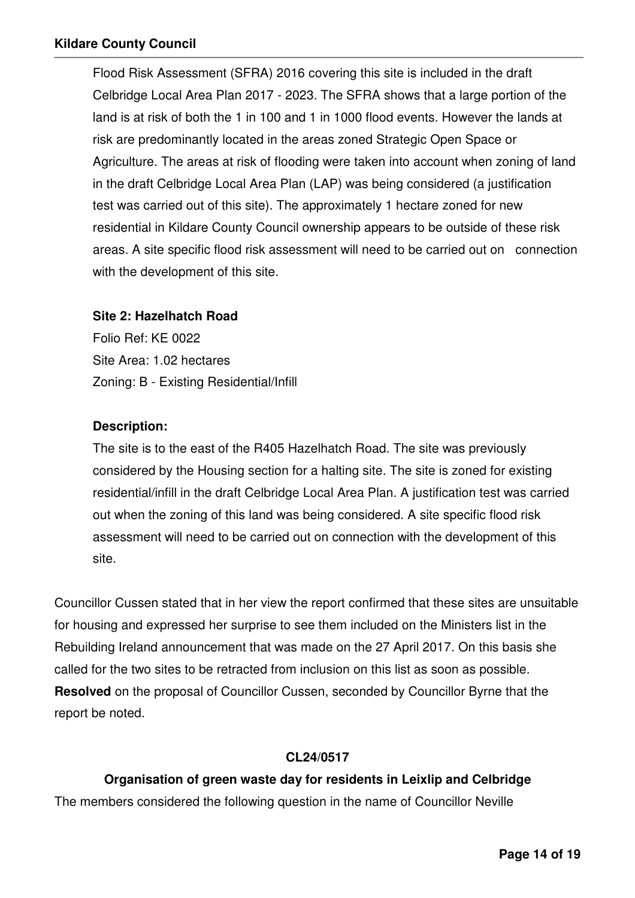Flood Risk Assessment (SFRA) 2016 covering this site is included in the draft Celbridge Local Area Plan 2017 - 2023. The SFRA shows that a large portion of the land is at risk of both the 1 in 100 and 1 in 1000 flood events. However the lands at risk are predominantly located in the areas zoned Strategic Open Space or Agriculture. The areas at risk of flooding were taken into account when zoning of land in the draft Celbridge Local Area Plan (LAP) was being considered (a justification test was carried out of this site). The approximately 1 hectare zoned for new residential in Kildare County Council ownership appears to be outside of these risk areas. A site specific flood risk assessment will need to be carried out on connection with the development of this site.

**Site 2: Hazelhatch Road**

Folio Ref: KE 0022
Site Area: 1.02 hectares
Zoning: B - Existing Residential/Infill

**Description:**

The site is to the east of the R405 Hazelhatch Road. The site was previously considered by the Housing section for a halting site. The site is zoned for existing residential/infill in the draft Celbridge Local Area Plan. A justification test was carried out when the zoning of this land was being considered. A site specific flood risk assessment will need to be carried out on connection with the development of this site.

Councillor Cussen stated that in her view the report confirmed that these sites are unsuitable for housing and expressed her surprise to see them included on the Ministers list in the Rebuilding Ireland announcement that was made on the 27 April 2017. On this basis she called for the two sites to be retracted from inclusion on this list as soon as possible.
**Resolved** on the proposal of Councillor Cussen, seconded by Councillor Byrne that the report be noted.

**CL24/0517**

**Organisation of green waste day for residents in Leixlip and Celbridge**

The members considered the following question in the name of Councillor Neville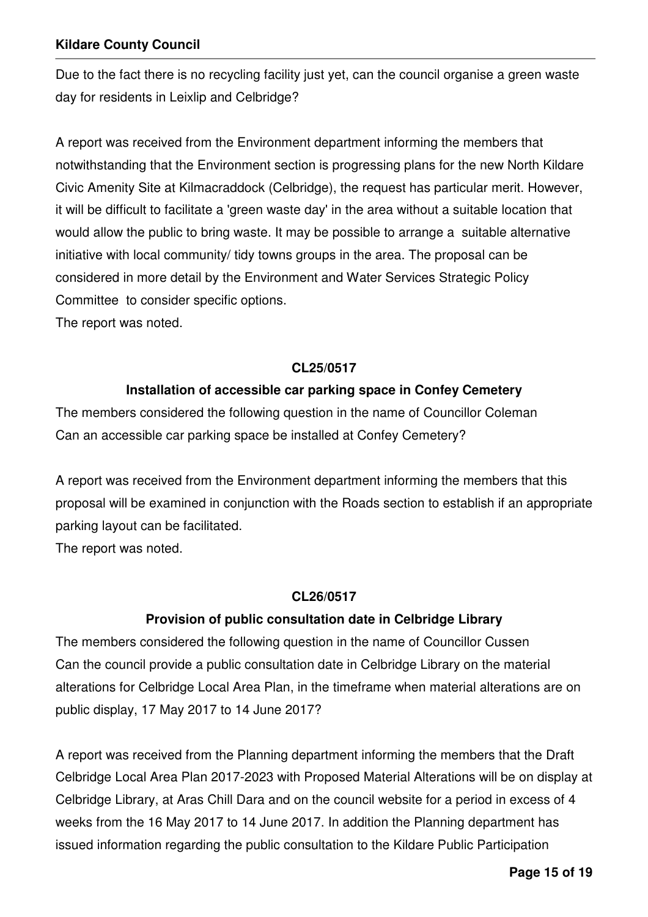Due to the fact there is no recycling facility just yet, can the council organise a green waste day for residents in Leixlip and Celbridge?

A report was received from the Environment department informing the members that notwithstanding that the Environment section is progressing plans for the new North Kildare Civic Amenity Site at Kilmacraddock (Celbridge), the request has particular merit. However, it will be difficult to facilitate a 'green waste day' in the area without a suitable location that would allow the public to bring waste. It may be possible to arrange a suitable alternative initiative with local community/ tidy towns groups in the area. The proposal can be considered in more detail by the Environment and Water Services Strategic Policy Committee to consider specific options.
The report was noted.

**CL25/0517**

**Installation of accessible car parking space in Confey Cemetery**

The members considered the following question in the name of Councillor Coleman
Can an accessible car parking space be installed at Confey Cemetery?

A report was received from the Environment department informing the members that this proposal will be examined in conjunction with the Roads section to establish if an appropriate parking layout can be facilitated.
The report was noted.

**CL26/0517**

**Provision of public consultation date in Celbridge Library**

The members considered the following question in the name of Councillor Cussen
Can the council provide a public consultation date in Celbridge Library on the material alterations for Celbridge Local Area Plan, in the timeframe when material alterations are on public display, 17 May 2017 to 14 June 2017?

A report was received from the Planning department informing the members that the Draft Celbridge Local Area Plan 2017-2023 with Proposed Material Alterations will be on display at Celbridge Library, at Aras Chill Dara and on the council website for a period in excess of 4 weeks from the 16 May 2017 to 14 June 2017. In addition the Planning department has issued information regarding the public consultation to the Kildare Public Participation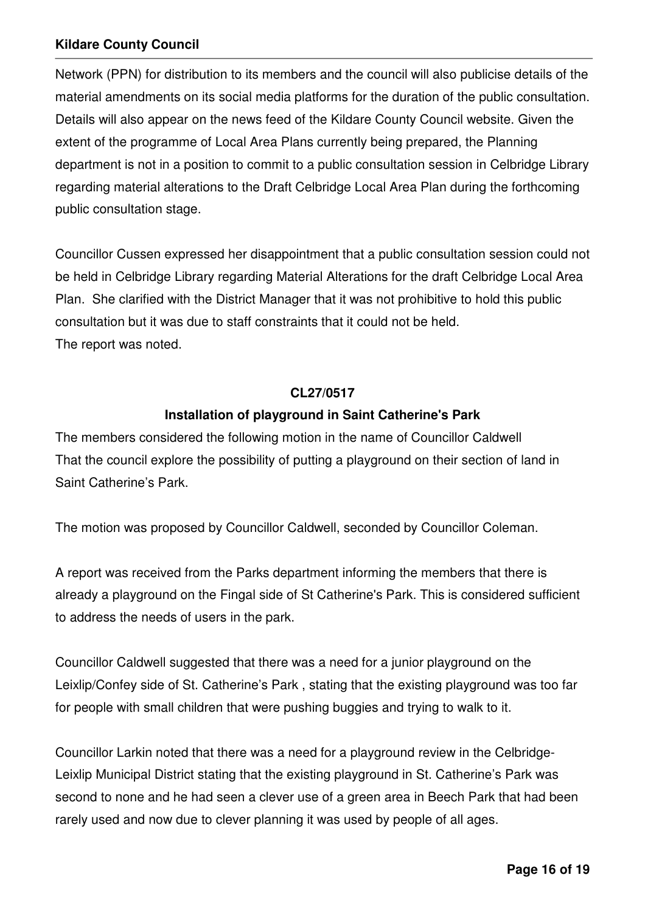Network (PPN) for distribution to its members and the council will also publicise details of the material amendments on its social media platforms for the duration of the public consultation. Details will also appear on the news feed of the Kildare County Council website. Given the extent of the programme of Local Area Plans currently being prepared, the Planning department is not in a position to commit to a public consultation session in Celbridge Library regarding material alterations to the Draft Celbridge Local Area Plan during the forthcoming public consultation stage.

Councillor Cussen expressed her disappointment that a public consultation session could not be held in Celbridge Library regarding Material Alterations for the draft Celbridge Local Area Plan. She clarified with the District Manager that it was not prohibitive to hold this public consultation but it was due to staff constraints that it could not be held.
The report was noted.

**CL27/0517**

**Installation of playground in Saint Catherine's Park**

The members considered the following motion in the name of Councillor Caldwell
That the council explore the possibility of putting a playground on their section of land in Saint Catherine's Park.

The motion was proposed by Councillor Caldwell, seconded by Councillor Coleman.

A report was received from the Parks department informing the members that there is already a playground on the Fingal side of St Catherine's Park. This is considered sufficient to address the needs of users in the park.

Councillor Caldwell suggested that there was a need for a junior playground on the Leixlip/Confey side of St. Catherine's Park , stating that the existing playground was too far for people with small children that were pushing buggies and trying to walk to it.

Councillor Larkin noted that there was a need for a playground review in the Celbridge-Leixlip Municipal District stating that the existing playground in St. Catherine's Park was second to none and he had seen a clever use of a green area in Beech Park that had been rarely used and now due to clever planning it was used by people of all ages.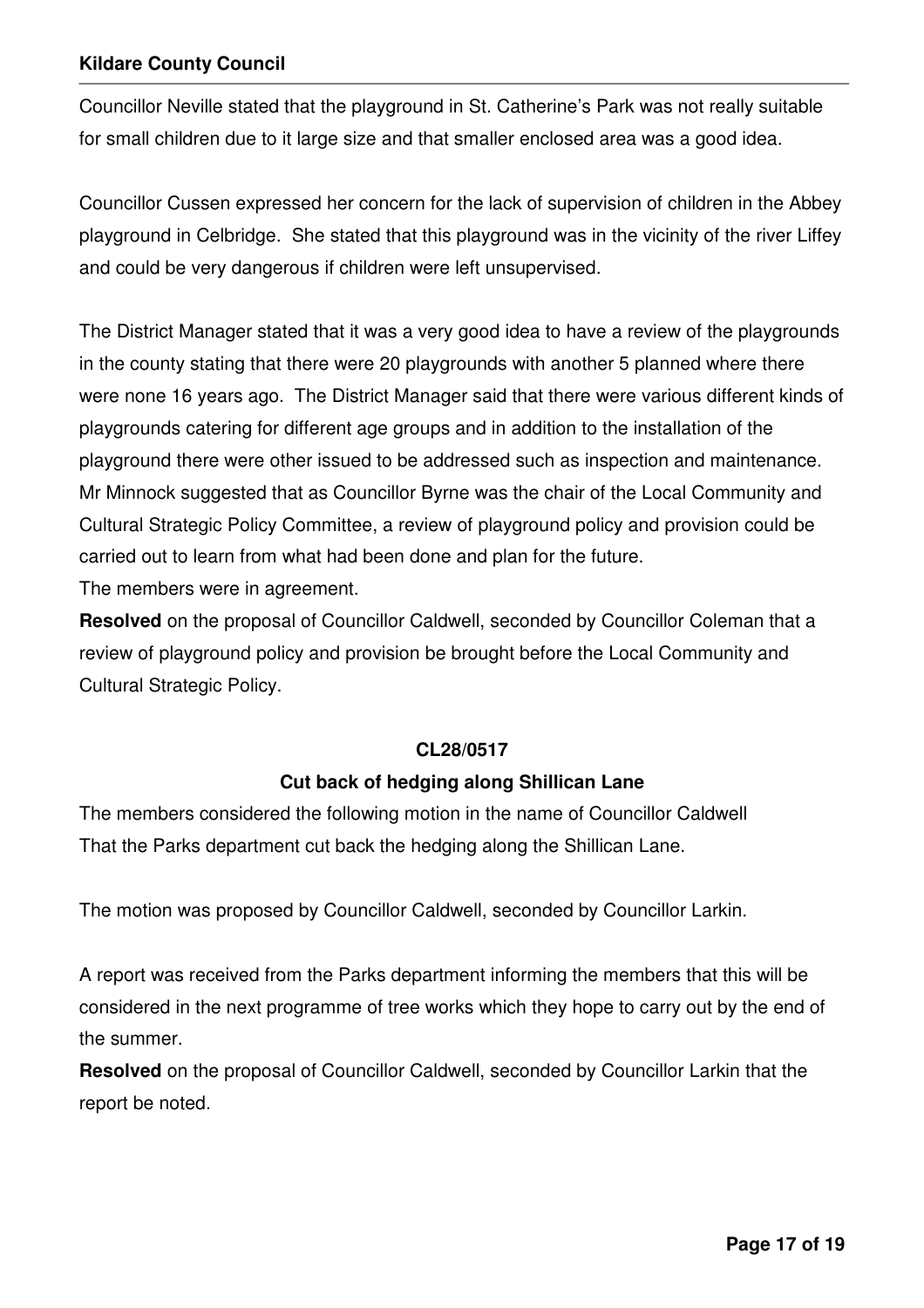Councillor Neville stated that the playground in St. Catherine's Park was not really suitable for small children due to it large size and that smaller enclosed area was a good idea.

Councillor Cussen expressed her concern for the lack of supervision of children in the Abbey playground in Celbridge. She stated that this playground was in the vicinity of the river Liffey and could be very dangerous if children were left unsupervised.

The District Manager stated that it was a very good idea to have a review of the playgrounds in the county stating that there were 20 playgrounds with another 5 planned where there were none 16 years ago. The District Manager said that there were various different kinds of playgrounds catering for different age groups and in addition to the installation of the playground there were other issued to be addressed such as inspection and maintenance. Mr Minnock suggested that as Councillor Byrne was the chair of the Local Community and Cultural Strategic Policy Committee, a review of playground policy and provision could be carried out to learn from what had been done and plan for the future.
The members were in agreement.

**Resolved** on the proposal of Councillor Caldwell, seconded by Councillor Coleman that a review of playground policy and provision be brought before the Local Community and Cultural Strategic Policy.

**CL28/0517**

**Cut back of hedging along Shillican Lane**

The members considered the following motion in the name of Councillor Caldwell
That the Parks department cut back the hedging along the Shillican Lane.

The motion was proposed by Councillor Caldwell, seconded by Councillor Larkin.

A report was received from the Parks department informing the members that this will be considered in the next programme of tree works which they hope to carry out by the end of the summer.

**Resolved** on the proposal of Councillor Caldwell, seconded by Councillor Larkin that the report be noted.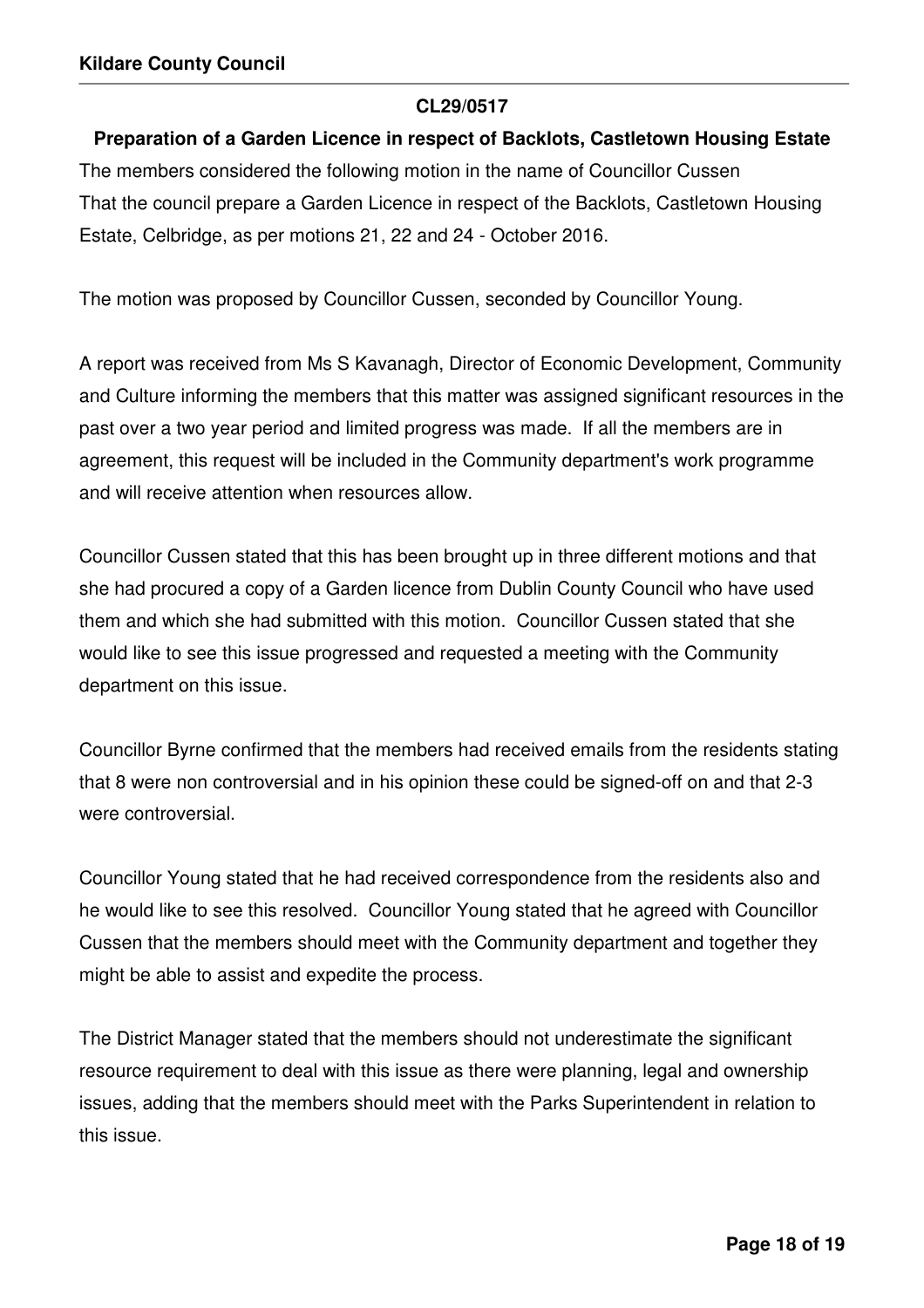**CL29/0517**

**Preparation of a Garden Licence in respect of Backlots, Castletown Housing Estate**

The members considered the following motion in the name of Councillor Cussen
That the council prepare a Garden Licence in respect of the Backlots, Castletown Housing Estate, Celbridge, as per motions 21, 22 and 24 - October 2016.

The motion was proposed by Councillor Cussen, seconded by Councillor Young.

A report was received from Ms S Kavanagh, Director of Economic Development, Community and Culture informing the members that this matter was assigned significant resources in the past over a two year period and limited progress was made. If all the members are in agreement, this request will be included in the Community department's work programme and will receive attention when resources allow.

Councillor Cussen stated that this has been brought up in three different motions and that she had procured a copy of a Garden licence from Dublin County Council who have used them and which she had submitted with this motion. Councillor Cussen stated that she would like to see this issue progressed and requested a meeting with the Community department on this issue.

Councillor Byrne confirmed that the members had received emails from the residents stating that 8 were non controversial and in his opinion these could be signed-off on and that 2-3 were controversial.

Councillor Young stated that he had received correspondence from the residents also and he would like to see this resolved. Councillor Young stated that he agreed with Councillor Cussen that the members should meet with the Community department and together they might be able to assist and expedite the process.

The District Manager stated that the members should not underestimate the significant resource requirement to deal with this issue as there were planning, legal and ownership issues, adding that the members should meet with the Parks Superintendent in relation to this issue.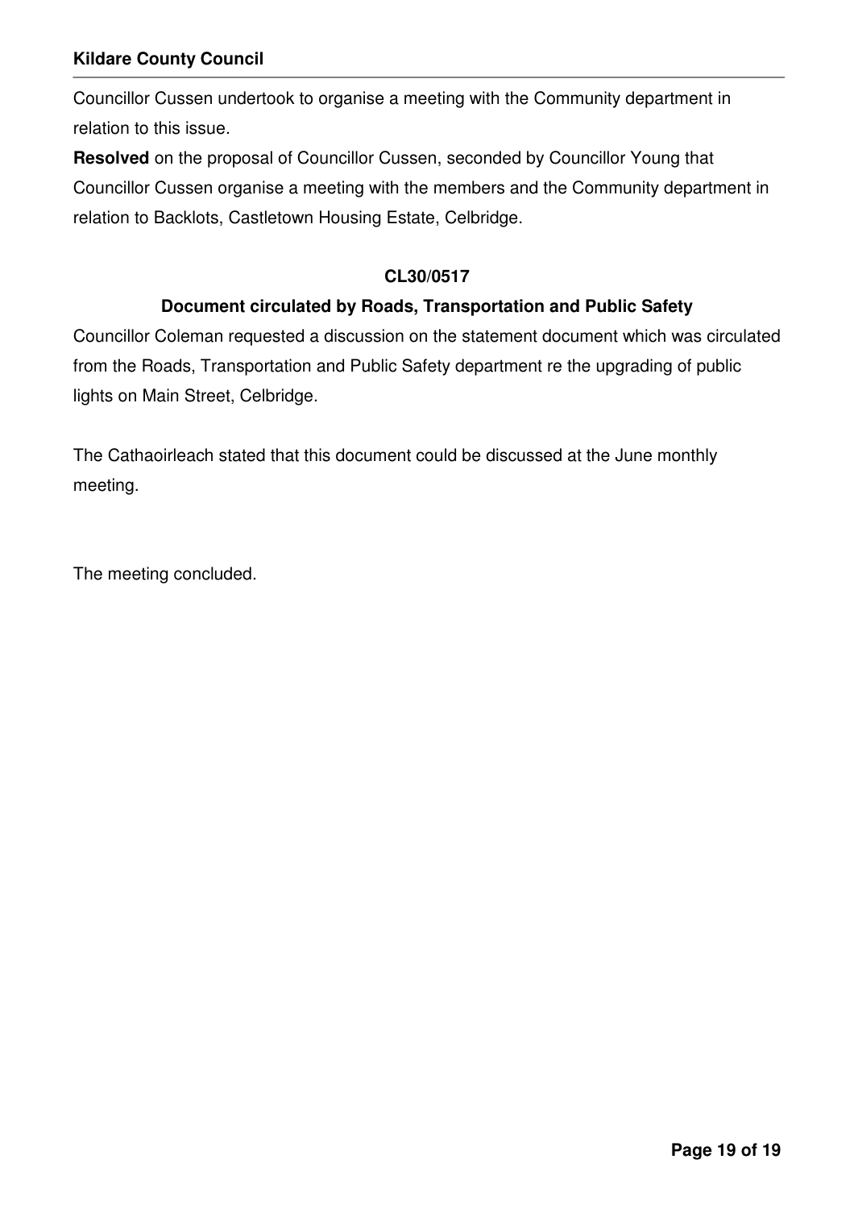Councillor Cussen undertook to organise a meeting with the Community department in relation to this issue.

**Resolved** on the proposal of Councillor Cussen, seconded by Councillor Young that Councillor Cussen organise a meeting with the members and the Community department in relation to Backlots, Castletown Housing Estate, Celbridge.

**CL30/0517**

**Document circulated by Roads, Transportation and Public Safety**

Councillor Coleman requested a discussion on the statement document which was circulated from the Roads, Transportation and Public Safety department re the upgrading of public lights on Main Street, Celbridge.

The Cathaoirleach stated that this document could be discussed at the June monthly meeting.

The meeting concluded.